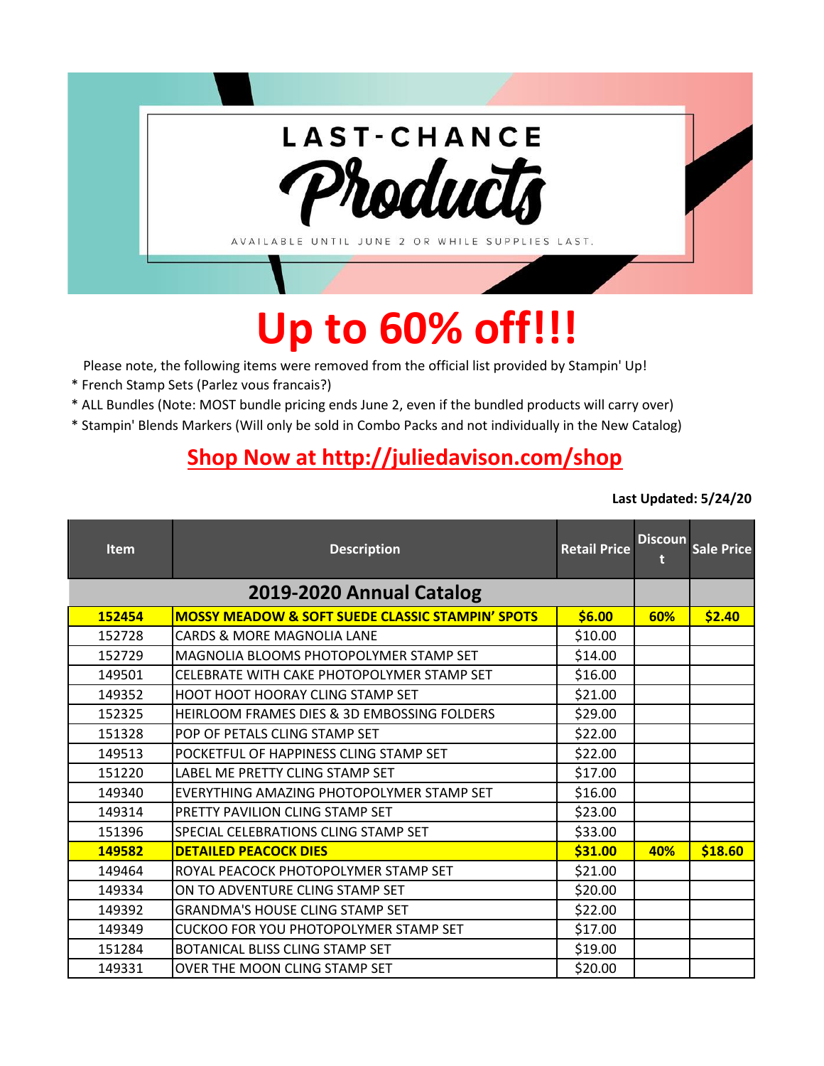# LAST-CHANCE Products

AVAILABLE UNTIL JUNE 2 OR WHILE SUPPLIES LAST.

# Up to 60% off!!!

Please note, the following items were removed from the official list provided by Stampin' Up!

* French Stamp Sets (Parlez vous francais?)
* ALL Bundles (Note: MOST bundle pricing ends June 2, even if the bundled products will carry over)
* Stampin' Blends Markers (Will only be sold in Combo Packs and not individually in the New Catalog)

## Shop Now at http://juliedavison.com/shop

**Last Updated: 5/24/20**

| Item | Description | Retail Price | Discount | Sale Price |
|---|---|---|---|---|
| **2019-2020 Annual Catalog** | | | | |
| **152454** | **MOSSY MEADOW & SOFT SUEDE CLASSIC STAMPIN' SPOTS** | **$6.00** | **60%** | **$2.40** |
| 152728 | CARDS & MORE MAGNOLIA LANE | $10.00 | | |
| 152729 | MAGNOLIA BLOOMS PHOTOPOLYMER STAMP SET | $14.00 | | |
| 149501 | CELEBRATE WITH CAKE PHOTOPOLYMER STAMP SET | $16.00 | | |
| 149352 | HOOT HOOT HOORAY CLING STAMP SET | $21.00 | | |
| 152325 | HEIRLOOM FRAMES DIES & 3D EMBOSSING FOLDERS | $29.00 | | |
| 151328 | POP OF PETALS CLING STAMP SET | $22.00 | | |
| 149513 | POCKETFUL OF HAPPINESS CLING STAMP SET | $22.00 | | |
| 151220 | LABEL ME PRETTY CLING STAMP SET | $17.00 | | |
| 149340 | EVERYTHING AMAZING PHOTOPOLYMER STAMP SET | $16.00 | | |
| 149314 | PRETTY PAVILION CLING STAMP SET | $23.00 | | |
| 151396 | SPECIAL CELEBRATIONS CLING STAMP SET | $33.00 | | |
| **149582** | **DETAILED PEACOCK DIES** | **$31.00** | **40%** | **$18.60** |
| 149464 | ROYAL PEACOCK PHOTOPOLYMER STAMP SET | $21.00 | | |
| 149334 | ON TO ADVENTURE CLING STAMP SET | $20.00 | | |
| 149392 | GRANDMA'S HOUSE CLING STAMP SET | $22.00 | | |
| 149349 | CUCKOO FOR YOU PHOTOPOLYMER STAMP SET | $17.00 | | |
| 151284 | BOTANICAL BLISS CLING STAMP SET | $19.00 | | |
| 149331 | OVER THE MOON CLING STAMP SET | $20.00 | | |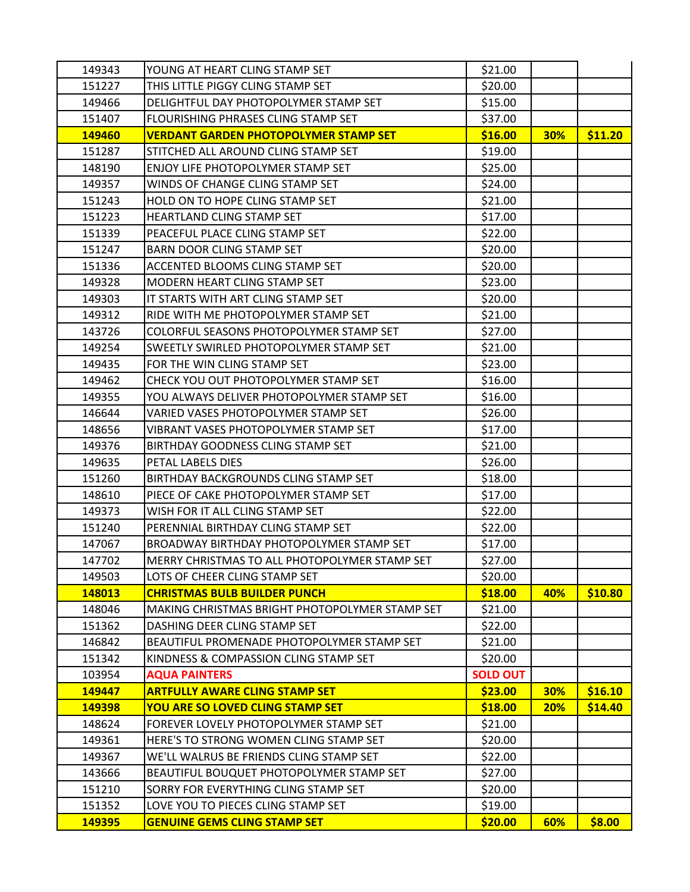| | | | | |
|---|---|---|---|---|
| 149343 | YOUNG AT HEART CLING STAMP SET | $21.00 | | |
| 151227 | THIS LITTLE PIGGY CLING STAMP SET | $20.00 | | |
| 149466 | DELIGHTFUL DAY PHOTOPOLYMER STAMP SET | $15.00 | | |
| 151407 | FLOURISHING PHRASES CLING STAMP SET | $37.00 | | |
| **149460** | **VERDANT GARDEN PHOTOPOLYMER STAMP SET** | **$16.00** | **30%** | **$11.20** |
| 151287 | STITCHED ALL AROUND CLING STAMP SET | $19.00 | | |
| 148190 | ENJOY LIFE PHOTOPOLYMER STAMP SET | $25.00 | | |
| 149357 | WINDS OF CHANGE CLING STAMP SET | $24.00 | | |
| 151243 | HOLD ON TO HOPE CLING STAMP SET | $21.00 | | |
| 151223 | HEARTLAND CLING STAMP SET | $17.00 | | |
| 151339 | PEACEFUL PLACE CLING STAMP SET | $22.00 | | |
| 151247 | BARN DOOR CLING STAMP SET | $20.00 | | |
| 151336 | ACCENTED BLOOMS CLING STAMP SET | $20.00 | | |
| 149328 | MODERN HEART CLING STAMP SET | $23.00 | | |
| 149303 | IT STARTS WITH ART CLING STAMP SET | $20.00 | | |
| 149312 | RIDE WITH ME PHOTOPOLYMER STAMP SET | $21.00 | | |
| 143726 | COLORFUL SEASONS PHOTOPOLYMER STAMP SET | $27.00 | | |
| 149254 | SWEETLY SWIRLED PHOTOPOLYMER STAMP SET | $21.00 | | |
| 149435 | FOR THE WIN CLING STAMP SET | $23.00 | | |
| 149462 | CHECK YOU OUT PHOTOPOLYMER STAMP SET | $16.00 | | |
| 149355 | YOU ALWAYS DELIVER PHOTOPOLYMER STAMP SET | $16.00 | | |
| 146644 | VARIED VASES PHOTOPOLYMER STAMP SET | $26.00 | | |
| 148656 | VIBRANT VASES PHOTOPOLYMER STAMP SET | $17.00 | | |
| 149376 | BIRTHDAY GOODNESS CLING STAMP SET | $21.00 | | |
| 149635 | PETAL LABELS DIES | $26.00 | | |
| 151260 | BIRTHDAY BACKGROUNDS CLING STAMP SET | $18.00 | | |
| 148610 | PIECE OF CAKE PHOTOPOLYMER STAMP SET | $17.00 | | |
| 149373 | WISH FOR IT ALL CLING STAMP SET | $22.00 | | |
| 151240 | PERENNIAL BIRTHDAY CLING STAMP SET | $22.00 | | |
| 147067 | BROADWAY BIRTHDAY PHOTOPOLYMER STAMP SET | $17.00 | | |
| 147702 | MERRY CHRISTMAS TO ALL PHOTOPOLYMER STAMP SET | $27.00 | | |
| 149503 | LOTS OF CHEER CLING STAMP SET | $20.00 | | |
| **148013** | **CHRISTMAS BULB BUILDER PUNCH** | **$18.00** | **40%** | **$10.80** |
| 148046 | MAKING CHRISTMAS BRIGHT PHOTOPOLYMER STAMP SET | $21.00 | | |
| 151362 | DASHING DEER CLING STAMP SET | $22.00 | | |
| 146842 | BEAUTIFUL PROMENADE PHOTOPOLYMER STAMP SET | $21.00 | | |
| 151342 | KINDNESS & COMPASSION CLING STAMP SET | $20.00 | | |
| 103954 | **AQUA PAINTERS** | **SOLD OUT** | | |
| **149447** | **ARTFULLY AWARE CLING STAMP SET** | **$23.00** | **30%** | **$16.10** |
| **149398** | **YOU ARE SO LOVED CLING STAMP SET** | **$18.00** | **20%** | **$14.40** |
| 148624 | FOREVER LOVELY PHOTOPOLYMER STAMP SET | $21.00 | | |
| 149361 | HERE'S TO STRONG WOMEN CLING STAMP SET | $20.00 | | |
| 149367 | WE'LL WALRUS BE FRIENDS CLING STAMP SET | $22.00 | | |
| 143666 | BEAUTIFUL BOUQUET PHOTOPOLYMER STAMP SET | $27.00 | | |
| 151210 | SORRY FOR EVERYTHING CLING STAMP SET | $20.00 | | |
| 151352 | LOVE YOU TO PIECES CLING STAMP SET | $19.00 | | |
| **149395** | **GENUINE GEMS CLING STAMP SET** | **$20.00** | **60%** | **$8.00** |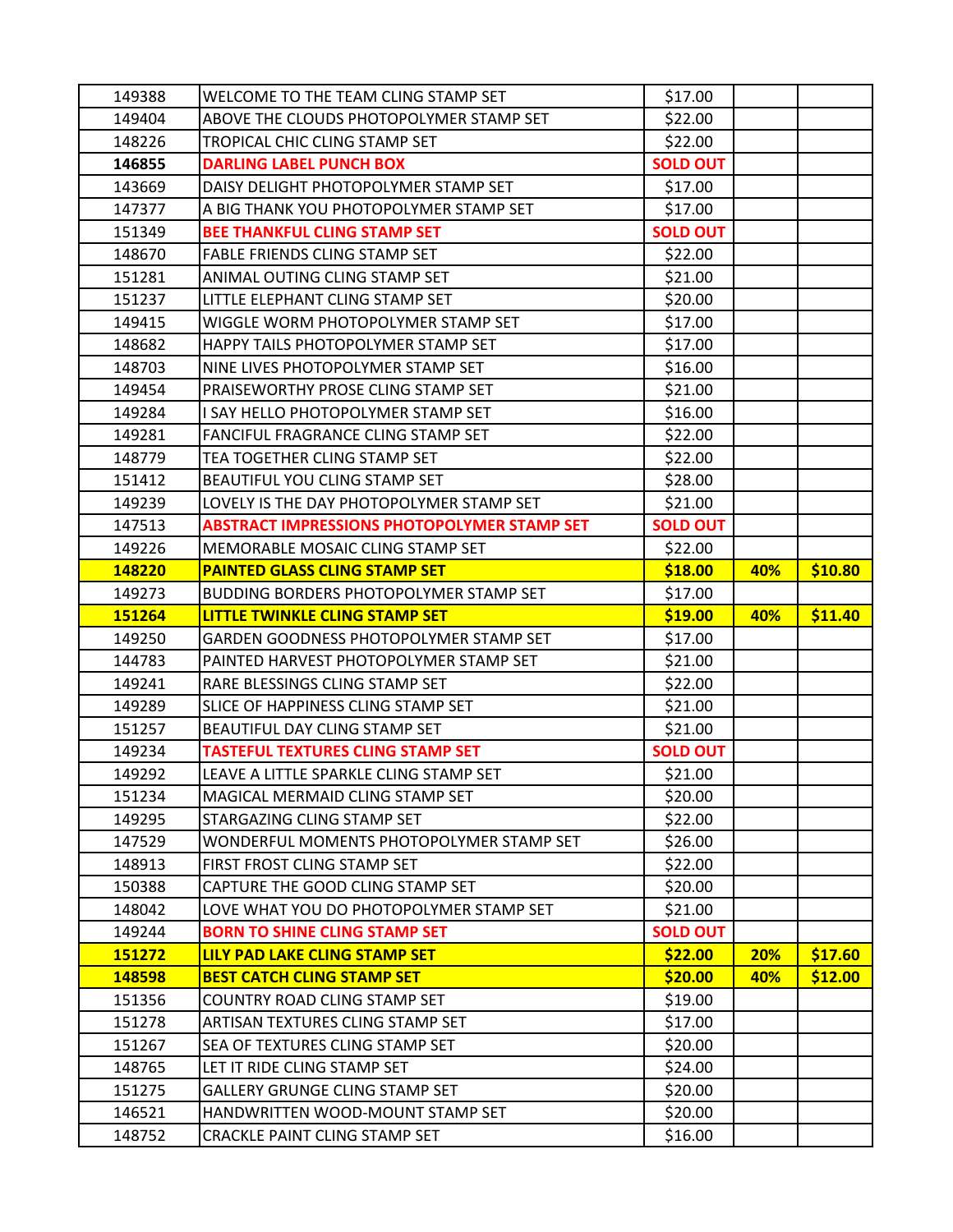| | | | | |
|---|---|---|---|---|
| 149388 | WELCOME TO THE TEAM CLING STAMP SET | $17.00 | | |
| 149404 | ABOVE THE CLOUDS PHOTOPOLYMER STAMP SET | $22.00 | | |
| 148226 | TROPICAL CHIC CLING STAMP SET | $22.00 | | |
| **146855** | **DARLING LABEL PUNCH BOX** | **SOLD OUT** | | |
| 143669 | DAISY DELIGHT PHOTOPOLYMER STAMP SET | $17.00 | | |
| 147377 | A BIG THANK YOU PHOTOPOLYMER STAMP SET | $17.00 | | |
| 151349 | **BEE THANKFUL CLING STAMP SET** | **SOLD OUT** | | |
| 148670 | FABLE FRIENDS CLING STAMP SET | $22.00 | | |
| 151281 | ANIMAL OUTING CLING STAMP SET | $21.00 | | |
| 151237 | LITTLE ELEPHANT CLING STAMP SET | $20.00 | | |
| 149415 | WIGGLE WORM PHOTOPOLYMER STAMP SET | $17.00 | | |
| 148682 | HAPPY TAILS PHOTOPOLYMER STAMP SET | $17.00 | | |
| 148703 | NINE LIVES PHOTOPOLYMER STAMP SET | $16.00 | | |
| 149454 | PRAISEWORTHY PROSE CLING STAMP SET | $21.00 | | |
| 149284 | I SAY HELLO PHOTOPOLYMER STAMP SET | $16.00 | | |
| 149281 | FANCIFUL FRAGRANCE CLING STAMP SET | $22.00 | | |
| 148779 | TEA TOGETHER CLING STAMP SET | $22.00 | | |
| 151412 | BEAUTIFUL YOU CLING STAMP SET | $28.00 | | |
| 149239 | LOVELY IS THE DAY PHOTOPOLYMER STAMP SET | $21.00 | | |
| 147513 | **ABSTRACT IMPRESSIONS PHOTOPOLYMER STAMP SET** | **SOLD OUT** | | |
| 149226 | MEMORABLE MOSAIC CLING STAMP SET | $22.00 | | |
| **148220** | **PAINTED GLASS CLING STAMP SET** | **$18.00** | **40%** | **$10.80** |
| 149273 | BUDDING BORDERS PHOTOPOLYMER STAMP SET | $17.00 | | |
| **151264** | **LITTLE TWINKLE CLING STAMP SET** | **$19.00** | **40%** | **$11.40** |
| 149250 | GARDEN GOODNESS PHOTOPOLYMER STAMP SET | $17.00 | | |
| 144783 | PAINTED HARVEST PHOTOPOLYMER STAMP SET | $21.00 | | |
| 149241 | RARE BLESSINGS CLING STAMP SET | $22.00 | | |
| 149289 | SLICE OF HAPPINESS CLING STAMP SET | $21.00 | | |
| 151257 | BEAUTIFUL DAY CLING STAMP SET | $21.00 | | |
| 149234 | **TASTEFUL TEXTURES CLING STAMP SET** | **SOLD OUT** | | |
| 149292 | LEAVE A LITTLE SPARKLE CLING STAMP SET | $21.00 | | |
| 151234 | MAGICAL MERMAID CLING STAMP SET | $20.00 | | |
| 149295 | STARGAZING CLING STAMP SET | $22.00 | | |
| 147529 | WONDERFUL MOMENTS PHOTOPOLYMER STAMP SET | $26.00 | | |
| 148913 | FIRST FROST CLING STAMP SET | $22.00 | | |
| 150388 | CAPTURE THE GOOD CLING STAMP SET | $20.00 | | |
| 148042 | LOVE WHAT YOU DO PHOTOPOLYMER STAMP SET | $21.00 | | |
| 149244 | **BORN TO SHINE CLING STAMP SET** | **SOLD OUT** | | |
| **151272** | **LILY PAD LAKE CLING STAMP SET** | **$22.00** | **20%** | **$17.60** |
| **148598** | **BEST CATCH CLING STAMP SET** | **$20.00** | **40%** | **$12.00** |
| 151356 | COUNTRY ROAD CLING STAMP SET | $19.00 | | |
| 151278 | ARTISAN TEXTURES CLING STAMP SET | $17.00 | | |
| 151267 | SEA OF TEXTURES CLING STAMP SET | $20.00 | | |
| 148765 | LET IT RIDE CLING STAMP SET | $24.00 | | |
| 151275 | GALLERY GRUNGE CLING STAMP SET | $20.00 | | |
| 146521 | HANDWRITTEN WOOD-MOUNT STAMP SET | $20.00 | | |
| 148752 | CRACKLE PAINT CLING STAMP SET | $16.00 | | |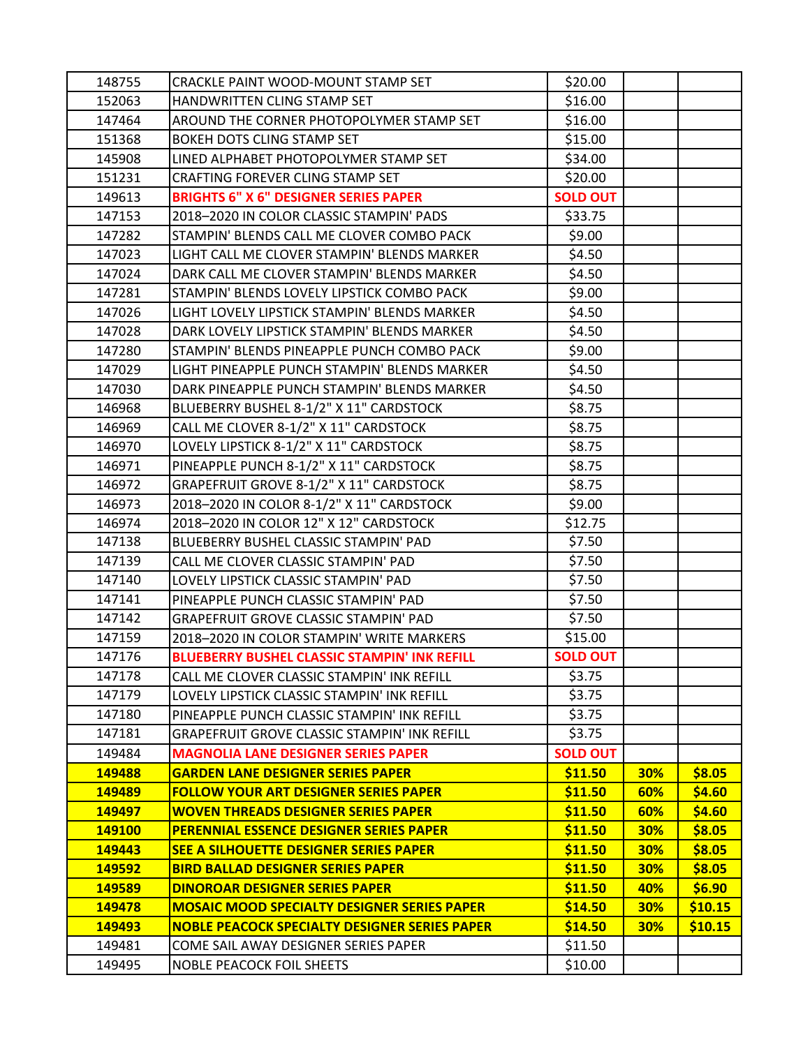| | | | | |
|---|---|---|---|---|
| 148755 | CRACKLE PAINT WOOD-MOUNT STAMP SET | $20.00 | | |
| 152063 | HANDWRITTEN CLING STAMP SET | $16.00 | | |
| 147464 | AROUND THE CORNER PHOTOPOLYMER STAMP SET | $16.00 | | |
| 151368 | BOKEH DOTS CLING STAMP SET | $15.00 | | |
| 145908 | LINED ALPHABET PHOTOPOLYMER STAMP SET | $34.00 | | |
| 151231 | CRAFTING FOREVER CLING STAMP SET | $20.00 | | |
| 149613 | **BRIGHTS 6" X 6" DESIGNER SERIES PAPER** | **SOLD OUT** | | |
| 147153 | 2018–2020 IN COLOR CLASSIC STAMPIN' PADS | $33.75 | | |
| 147282 | STAMPIN' BLENDS CALL ME CLOVER COMBO PACK | $9.00 | | |
| 147023 | LIGHT CALL ME CLOVER STAMPIN' BLENDS MARKER | $4.50 | | |
| 147024 | DARK CALL ME CLOVER STAMPIN' BLENDS MARKER | $4.50 | | |
| 147281 | STAMPIN' BLENDS LOVELY LIPSTICK COMBO PACK | $9.00 | | |
| 147026 | LIGHT LOVELY LIPSTICK STAMPIN' BLENDS MARKER | $4.50 | | |
| 147028 | DARK LOVELY LIPSTICK STAMPIN' BLENDS MARKER | $4.50 | | |
| 147280 | STAMPIN' BLENDS PINEAPPLE PUNCH COMBO PACK | $9.00 | | |
| 147029 | LIGHT PINEAPPLE PUNCH STAMPIN' BLENDS MARKER | $4.50 | | |
| 147030 | DARK PINEAPPLE PUNCH STAMPIN' BLENDS MARKER | $4.50 | | |
| 146968 | BLUEBERRY BUSHEL 8-1/2" X 11" CARDSTOCK | $8.75 | | |
| 146969 | CALL ME CLOVER 8-1/2" X 11" CARDSTOCK | $8.75 | | |
| 146970 | LOVELY LIPSTICK 8-1/2" X 11" CARDSTOCK | $8.75 | | |
| 146971 | PINEAPPLE PUNCH 8-1/2" X 11" CARDSTOCK | $8.75 | | |
| 146972 | GRAPEFRUIT GROVE 8-1/2" X 11" CARDSTOCK | $8.75 | | |
| 146973 | 2018–2020 IN COLOR 8-1/2" X 11" CARDSTOCK | $9.00 | | |
| 146974 | 2018–2020 IN COLOR 12" X 12" CARDSTOCK | $12.75 | | |
| 147138 | BLUEBERRY BUSHEL CLASSIC STAMPIN' PAD | $7.50 | | |
| 147139 | CALL ME CLOVER CLASSIC STAMPIN' PAD | $7.50 | | |
| 147140 | LOVELY LIPSTICK CLASSIC STAMPIN' PAD | $7.50 | | |
| 147141 | PINEAPPLE PUNCH CLASSIC STAMPIN' PAD | $7.50 | | |
| 147142 | GRAPEFRUIT GROVE CLASSIC STAMPIN' PAD | $7.50 | | |
| 147159 | 2018–2020 IN COLOR STAMPIN' WRITE MARKERS | $15.00 | | |
| 147176 | **BLUEBERRY BUSHEL CLASSIC STAMPIN' INK REFILL** | **SOLD OUT** | | |
| 147178 | CALL ME CLOVER CLASSIC STAMPIN' INK REFILL | $3.75 | | |
| 147179 | LOVELY LIPSTICK CLASSIC STAMPIN' INK REFILL | $3.75 | | |
| 147180 | PINEAPPLE PUNCH CLASSIC STAMPIN' INK REFILL | $3.75 | | |
| 147181 | GRAPEFRUIT GROVE CLASSIC STAMPIN' INK REFILL | $3.75 | | |
| 149484 | **MAGNOLIA LANE DESIGNER SERIES PAPER** | **SOLD OUT** | | |
| **149488** | **GARDEN LANE DESIGNER SERIES PAPER** | **$11.50** | **30%** | **$8.05** |
| **149489** | **FOLLOW YOUR ART DESIGNER SERIES PAPER** | **$11.50** | **60%** | **$4.60** |
| **149497** | **WOVEN THREADS DESIGNER SERIES PAPER** | **$11.50** | **60%** | **$4.60** |
| **149100** | **PERENNIAL ESSENCE DESIGNER SERIES PAPER** | **$11.50** | **30%** | **$8.05** |
| **149443** | **SEE A SILHOUETTE DESIGNER SERIES PAPER** | **$11.50** | **30%** | **$8.05** |
| **149592** | **BIRD BALLAD DESIGNER SERIES PAPER** | **$11.50** | **30%** | **$8.05** |
| **149589** | **DINOROAR DESIGNER SERIES PAPER** | **$11.50** | **40%** | **$6.90** |
| **149478** | **MOSAIC MOOD SPECIALTY DESIGNER SERIES PAPER** | **$14.50** | **30%** | **$10.15** |
| **149493** | **NOBLE PEACOCK SPECIALTY DESIGNER SERIES PAPER** | **$14.50** | **30%** | **$10.15** |
| 149481 | COME SAIL AWAY DESIGNER SERIES PAPER | $11.50 | | |
| 149495 | NOBLE PEACOCK FOIL SHEETS | $10.00 | | |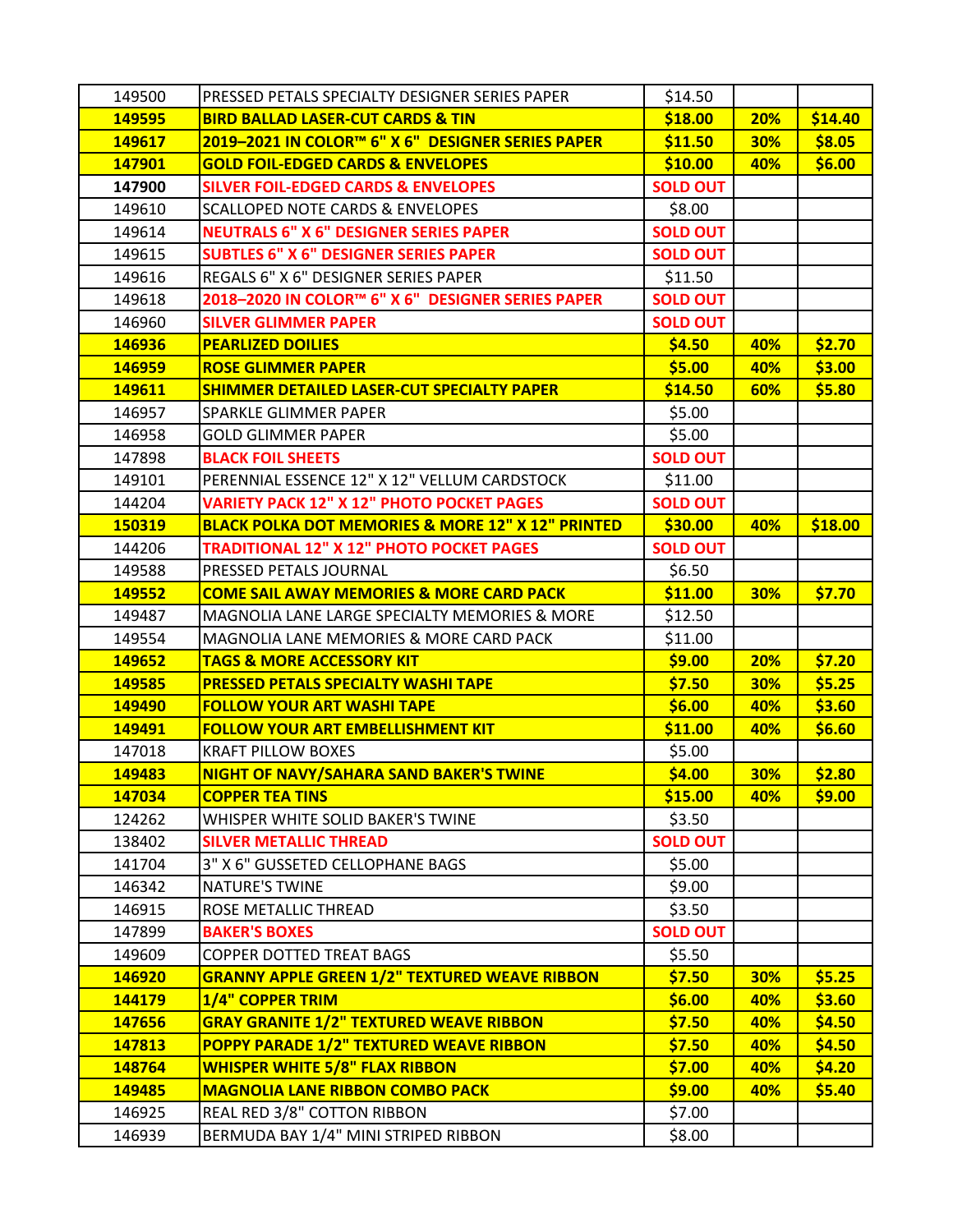| | | | | |
|---|---|---|---|---|
| 149500 | PRESSED PETALS SPECIALTY DESIGNER SERIES PAPER | $14.50 | | |
| **149595** | **BIRD BALLAD LASER-CUT CARDS & TIN** | **$18.00** | **20%** | **$14.40** |
| **149617** | **2019–2021 IN COLOR™ 6" X 6" DESIGNER SERIES PAPER** | **$11.50** | **30%** | **$8.05** |
| **147901** | **GOLD FOIL-EDGED CARDS & ENVELOPES** | **$10.00** | **40%** | **$6.00** |
| **147900** | **SILVER FOIL-EDGED CARDS & ENVELOPES** | **SOLD OUT** | | |
| 149610 | SCALLOPED NOTE CARDS & ENVELOPES | $8.00 | | |
| 149614 | **NEUTRALS 6" X 6" DESIGNER SERIES PAPER** | **SOLD OUT** | | |
| 149615 | **SUBTLES 6" X 6" DESIGNER SERIES PAPER** | **SOLD OUT** | | |
| 149616 | REGALS 6" X 6" DESIGNER SERIES PAPER | $11.50 | | |
| 149618 | **2018–2020 IN COLOR™ 6" X 6" DESIGNER SERIES PAPER** | **SOLD OUT** | | |
| 146960 | **SILVER GLIMMER PAPER** | **SOLD OUT** | | |
| **146936** | **PEARLIZED DOILIES** | **$4.50** | **40%** | **$2.70** |
| **146959** | **ROSE GLIMMER PAPER** | **$5.00** | **40%** | **$3.00** |
| **149611** | **SHIMMER DETAILED LASER-CUT SPECIALTY PAPER** | **$14.50** | **60%** | **$5.80** |
| 146957 | SPARKLE GLIMMER PAPER | $5.00 | | |
| 146958 | GOLD GLIMMER PAPER | $5.00 | | |
| 147898 | **BLACK FOIL SHEETS** | **SOLD OUT** | | |
| 149101 | PERENNIAL ESSENCE 12" X 12" VELLUM CARDSTOCK | $11.00 | | |
| 144204 | **VARIETY PACK 12" X 12" PHOTO POCKET PAGES** | **SOLD OUT** | | |
| **150319** | **BLACK POLKA DOT MEMORIES & MORE 12" X 12" PRINTED** | **$30.00** | **40%** | **$18.00** |
| 144206 | **TRADITIONAL 12" X 12" PHOTO POCKET PAGES** | **SOLD OUT** | | |
| 149588 | PRESSED PETALS JOURNAL | $6.50 | | |
| **149552** | **COME SAIL AWAY MEMORIES & MORE CARD PACK** | **$11.00** | **30%** | **$7.70** |
| 149487 | MAGNOLIA LANE LARGE SPECIALTY MEMORIES & MORE | $12.50 | | |
| 149554 | MAGNOLIA LANE MEMORIES & MORE CARD PACK | $11.00 | | |
| **149652** | **TAGS & MORE ACCESSORY KIT** | **$9.00** | **20%** | **$7.20** |
| **149585** | **PRESSED PETALS SPECIALTY WASHI TAPE** | **$7.50** | **30%** | **$5.25** |
| **149490** | **FOLLOW YOUR ART WASHI TAPE** | **$6.00** | **40%** | **$3.60** |
| **149491** | **FOLLOW YOUR ART EMBELLISHMENT KIT** | **$11.00** | **40%** | **$6.60** |
| 147018 | KRAFT PILLOW BOXES | $5.00 | | |
| **149483** | **NIGHT OF NAVY/SAHARA SAND BAKER'S TWINE** | **$4.00** | **30%** | **$2.80** |
| **147034** | **COPPER TEA TINS** | **$15.00** | **40%** | **$9.00** |
| 124262 | WHISPER WHITE SOLID BAKER'S TWINE | $3.50 | | |
| 138402 | **SILVER METALLIC THREAD** | **SOLD OUT** | | |
| 141704 | 3" X 6" GUSSETED CELLOPHANE BAGS | $5.00 | | |
| 146342 | NATURE'S TWINE | $9.00 | | |
| 146915 | ROSE METALLIC THREAD | $3.50 | | |
| 147899 | **BAKER'S BOXES** | **SOLD OUT** | | |
| 149609 | COPPER DOTTED TREAT BAGS | $5.50 | | |
| **146920** | **GRANNY APPLE GREEN 1/2" TEXTURED WEAVE RIBBON** | **$7.50** | **30%** | **$5.25** |
| **144179** | **1/4" COPPER TRIM** | **$6.00** | **40%** | **$3.60** |
| **147656** | **GRAY GRANITE 1/2" TEXTURED WEAVE RIBBON** | **$7.50** | **40%** | **$4.50** |
| **147813** | **POPPY PARADE 1/2" TEXTURED WEAVE RIBBON** | **$7.50** | **40%** | **$4.50** |
| **148764** | **WHISPER WHITE 5/8" FLAX RIBBON** | **$7.00** | **40%** | **$4.20** |
| **149485** | **MAGNOLIA LANE RIBBON COMBO PACK** | **$9.00** | **40%** | **$5.40** |
| 146925 | REAL RED 3/8" COTTON RIBBON | $7.00 | | |
| 146939 | BERMUDA BAY 1/4" MINI STRIPED RIBBON | $8.00 | | |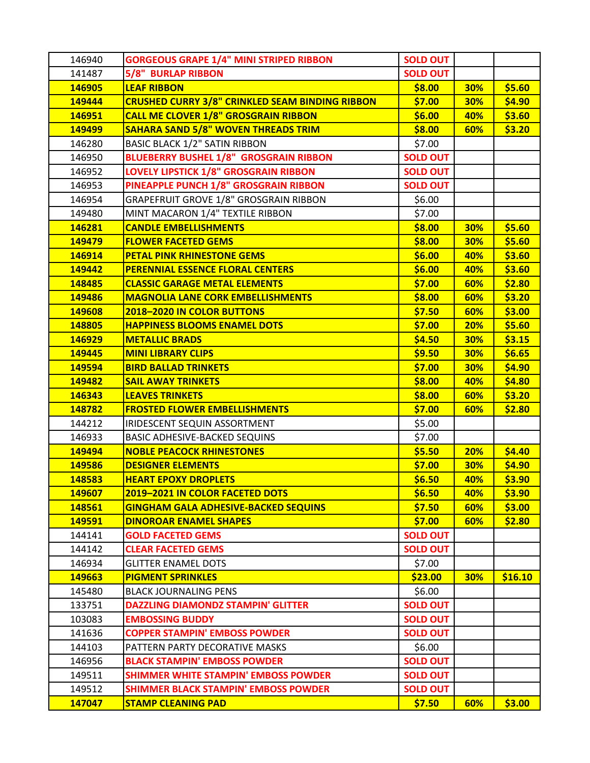| | | | | |
|---|---|---|---|---|
| 146940 | GORGEOUS GRAPE 1/4" MINI STRIPED RIBBON | SOLD OUT | | |
| 141487 | 5/8" BURLAP RIBBON | SOLD OUT | | |
| **146905** | **LEAF RIBBON** | **$8.00** | **30%** | **$5.60** |
| **149444** | **CRUSHED CURRY 3/8" CRINKLED SEAM BINDING RIBBON** | **$7.00** | **30%** | **$4.90** |
| **146951** | **CALL ME CLOVER 1/8" GROSGRAIN RIBBON** | **$6.00** | **40%** | **$3.60** |
| **149499** | **SAHARA SAND 5/8" WOVEN THREADS TRIM** | **$8.00** | **60%** | **$3.20** |
| 146280 | BASIC BLACK 1/2" SATIN RIBBON | $7.00 | | |
| 146950 | BLUEBERRY BUSHEL 1/8" GROSGRAIN RIBBON | SOLD OUT | | |
| 146952 | LOVELY LIPSTICK 1/8" GROSGRAIN RIBBON | SOLD OUT | | |
| 146953 | PINEAPPLE PUNCH 1/8" GROSGRAIN RIBBON | SOLD OUT | | |
| 146954 | GRAPEFRUIT GROVE 1/8" GROSGRAIN RIBBON | $6.00 | | |
| 149480 | MINT MACARON 1/4" TEXTILE RIBBON | $7.00 | | |
| **146281** | **CANDLE EMBELLISHMENTS** | **$8.00** | **30%** | **$5.60** |
| **149479** | **FLOWER FACETED GEMS** | **$8.00** | **30%** | **$5.60** |
| **146914** | **PETAL PINK RHINESTONE GEMS** | **$6.00** | **40%** | **$3.60** |
| **149442** | **PERENNIAL ESSENCE FLORAL CENTERS** | **$6.00** | **40%** | **$3.60** |
| **148485** | **CLASSIC GARAGE METAL ELEMENTS** | **$7.00** | **60%** | **$2.80** |
| **149486** | **MAGNOLIA LANE CORK EMBELLISHMENTS** | **$8.00** | **60%** | **$3.20** |
| **149608** | **2018–2020 IN COLOR BUTTONS** | **$7.50** | **60%** | **$3.00** |
| **148805** | **HAPPINESS BLOOMS ENAMEL DOTS** | **$7.00** | **20%** | **$5.60** |
| **146929** | **METALLIC BRADS** | **$4.50** | **30%** | **$3.15** |
| **149445** | **MINI LIBRARY CLIPS** | **$9.50** | **30%** | **$6.65** |
| **149594** | **BIRD BALLAD TRINKETS** | **$7.00** | **30%** | **$4.90** |
| **149482** | **SAIL AWAY TRINKETS** | **$8.00** | **40%** | **$4.80** |
| **146343** | **LEAVES TRINKETS** | **$8.00** | **60%** | **$3.20** |
| **148782** | **FROSTED FLOWER EMBELLISHMENTS** | **$7.00** | **60%** | **$2.80** |
| 144212 | IRIDESCENT SEQUIN ASSORTMENT | $5.00 | | |
| 146933 | BASIC ADHESIVE-BACKED SEQUINS | $7.00 | | |
| **149494** | **NOBLE PEACOCK RHINESTONES** | **$5.50** | **20%** | **$4.40** |
| **149586** | **DESIGNER ELEMENTS** | **$7.00** | **30%** | **$4.90** |
| **148583** | **HEART EPOXY DROPLETS** | **$6.50** | **40%** | **$3.90** |
| **149607** | **2019–2021 IN COLOR FACETED DOTS** | **$6.50** | **40%** | **$3.90** |
| **148561** | **GINGHAM GALA ADHESIVE-BACKED SEQUINS** | **$7.50** | **60%** | **$3.00** |
| **149591** | **DINOROAR ENAMEL SHAPES** | **$7.00** | **60%** | **$2.80** |
| 144141 | GOLD FACETED GEMS | SOLD OUT | | |
| 144142 | CLEAR FACETED GEMS | SOLD OUT | | |
| 146934 | GLITTER ENAMEL DOTS | $7.00 | | |
| **149663** | **PIGMENT SPRINKLES** | **$23.00** | **30%** | **$16.10** |
| 145480 | BLACK JOURNALING PENS | $6.00 | | |
| 133751 | DAZZLING DIAMONDZ STAMPIN' GLITTER | SOLD OUT | | |
| 103083 | EMBOSSING BUDDY | SOLD OUT | | |
| 141636 | COPPER STAMPIN' EMBOSS POWDER | SOLD OUT | | |
| 144103 | PATTERN PARTY DECORATIVE MASKS | $6.00 | | |
| 146956 | BLACK STAMPIN' EMBOSS POWDER | SOLD OUT | | |
| 149511 | SHIMMER WHITE STAMPIN' EMBOSS POWDER | SOLD OUT | | |
| 149512 | SHIMMER BLACK STAMPIN' EMBOSS POWDER | SOLD OUT | | |
| **147047** | **STAMP CLEANING PAD** | **$7.50** | **60%** | **$3.00** |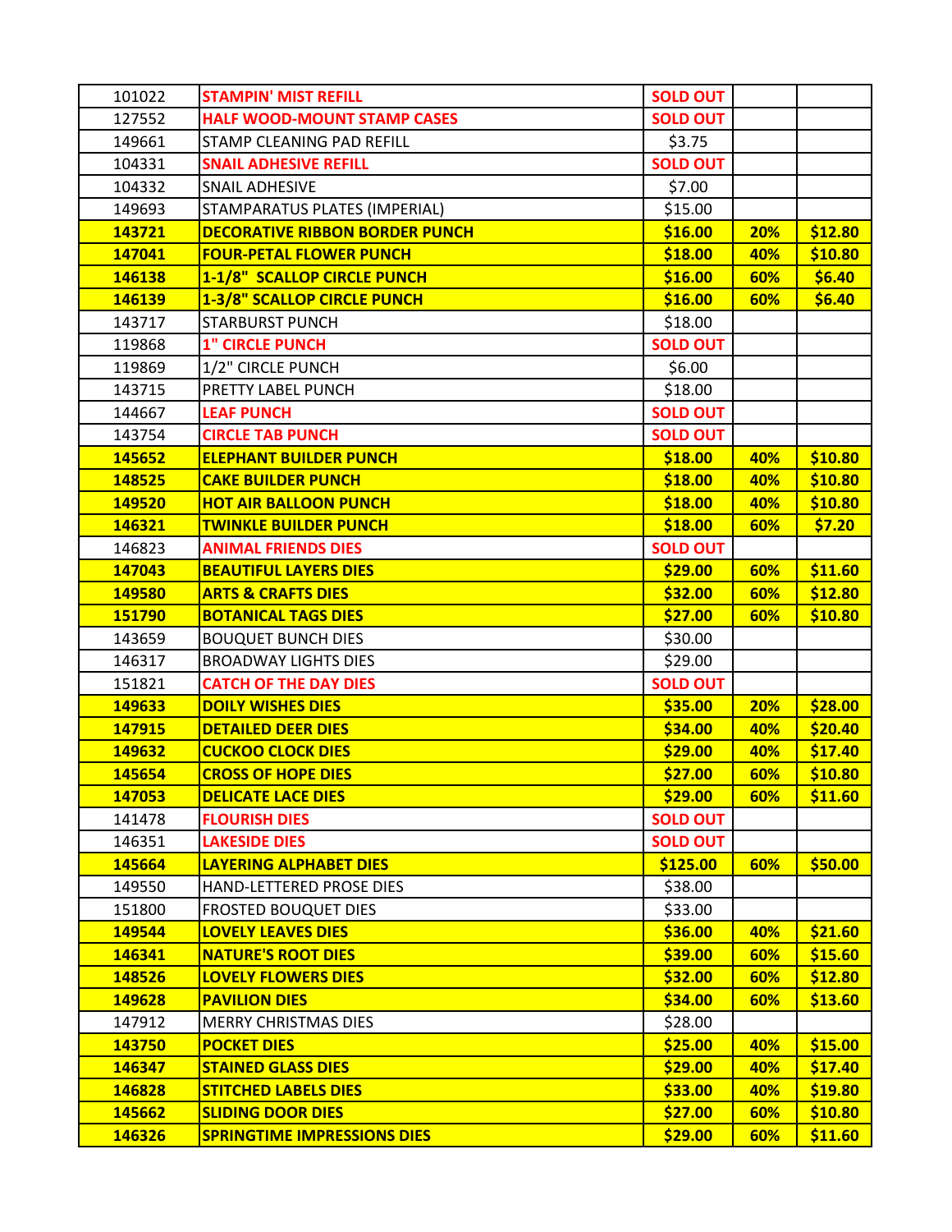| | | | | |
|---|---|---|---|---|
| 101022 | STAMPIN' MIST REFILL | SOLD OUT | | |
| 127552 | HALF WOOD-MOUNT STAMP CASES | SOLD OUT | | |
| 149661 | STAMP CLEANING PAD REFILL | $3.75 | | |
| 104331 | SNAIL ADHESIVE REFILL | SOLD OUT | | |
| 104332 | SNAIL ADHESIVE | $7.00 | | |
| 149693 | STAMPARATUS PLATES (IMPERIAL) | $15.00 | | |
| **143721** | **DECORATIVE RIBBON BORDER PUNCH** | **$16.00** | **20%** | **$12.80** |
| **147041** | **FOUR-PETAL FLOWER PUNCH** | **$18.00** | **40%** | **$10.80** |
| **146138** | **1-1/8" SCALLOP CIRCLE PUNCH** | **$16.00** | **60%** | **$6.40** |
| **146139** | **1-3/8" SCALLOP CIRCLE PUNCH** | **$16.00** | **60%** | **$6.40** |
| 143717 | STARBURST PUNCH | $18.00 | | |
| 119868 | 1" CIRCLE PUNCH | SOLD OUT | | |
| 119869 | 1/2" CIRCLE PUNCH | $6.00 | | |
| 143715 | PRETTY LABEL PUNCH | $18.00 | | |
| 144667 | LEAF PUNCH | SOLD OUT | | |
| 143754 | CIRCLE TAB PUNCH | SOLD OUT | | |
| **145652** | **ELEPHANT BUILDER PUNCH** | **$18.00** | **40%** | **$10.80** |
| **148525** | **CAKE BUILDER PUNCH** | **$18.00** | **40%** | **$10.80** |
| **149520** | **HOT AIR BALLOON PUNCH** | **$18.00** | **40%** | **$10.80** |
| **146321** | **TWINKLE BUILDER PUNCH** | **$18.00** | **60%** | **$7.20** |
| 146823 | ANIMAL FRIENDS DIES | SOLD OUT | | |
| **147043** | **BEAUTIFUL LAYERS DIES** | **$29.00** | **60%** | **$11.60** |
| **149580** | **ARTS & CRAFTS DIES** | **$32.00** | **60%** | **$12.80** |
| **151790** | **BOTANICAL TAGS DIES** | **$27.00** | **60%** | **$10.80** |
| 143659 | BOUQUET BUNCH DIES | $30.00 | | |
| 146317 | BROADWAY LIGHTS DIES | $29.00 | | |
| 151821 | CATCH OF THE DAY DIES | SOLD OUT | | |
| **149633** | **DOILY WISHES DIES** | **$35.00** | **20%** | **$28.00** |
| **147915** | **DETAILED DEER DIES** | **$34.00** | **40%** | **$20.40** |
| **149632** | **CUCKOO CLOCK DIES** | **$29.00** | **40%** | **$17.40** |
| **145654** | **CROSS OF HOPE DIES** | **$27.00** | **60%** | **$10.80** |
| **147053** | **DELICATE LACE DIES** | **$29.00** | **60%** | **$11.60** |
| 141478 | FLOURISH DIES | SOLD OUT | | |
| 146351 | LAKESIDE DIES | SOLD OUT | | |
| **145664** | **LAYERING ALPHABET DIES** | **$125.00** | **60%** | **$50.00** |
| 149550 | HAND-LETTERED PROSE DIES | $38.00 | | |
| 151800 | FROSTED BOUQUET DIES | $33.00 | | |
| **149544** | **LOVELY LEAVES DIES** | **$36.00** | **40%** | **$21.60** |
| **146341** | **NATURE'S ROOT DIES** | **$39.00** | **60%** | **$15.60** |
| **148526** | **LOVELY FLOWERS DIES** | **$32.00** | **60%** | **$12.80** |
| **149628** | **PAVILION DIES** | **$34.00** | **60%** | **$13.60** |
| 147912 | MERRY CHRISTMAS DIES | $28.00 | | |
| **143750** | **POCKET DIES** | **$25.00** | **40%** | **$15.00** |
| **146347** | **STAINED GLASS DIES** | **$29.00** | **40%** | **$17.40** |
| **146828** | **STITCHED LABELS DIES** | **$33.00** | **40%** | **$19.80** |
| **145662** | **SLIDING DOOR DIES** | **$27.00** | **60%** | **$10.80** |
| **146326** | **SPRINGTIME IMPRESSIONS DIES** | **$29.00** | **60%** | **$11.60** |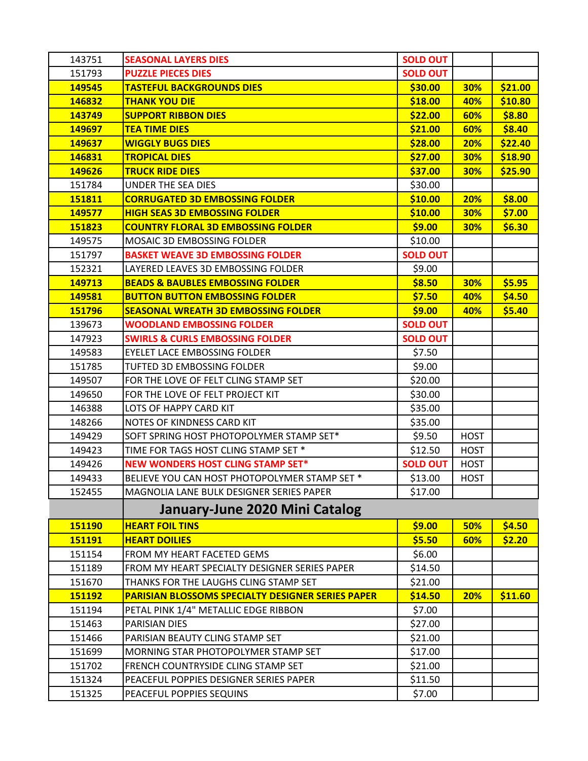| | | | | |
|---|---|---|---|---|
| 143751 | SEASONAL LAYERS DIES | SOLD OUT | | |
| 151793 | PUZZLE PIECES DIES | SOLD OUT | | |
| **149545** | **TASTEFUL BACKGROUNDS DIES** | **$30.00** | **30%** | **$21.00** |
| **146832** | **THANK YOU DIE** | **$18.00** | **40%** | **$10.80** |
| **143749** | **SUPPORT RIBBON DIES** | **$22.00** | **60%** | **$8.80** |
| **149697** | **TEA TIME DIES** | **$21.00** | **60%** | **$8.40** |
| **149637** | **WIGGLY BUGS DIES** | **$28.00** | **20%** | **$22.40** |
| **146831** | **TROPICAL DIES** | **$27.00** | **30%** | **$18.90** |
| **149626** | **TRUCK RIDE DIES** | **$37.00** | **30%** | **$25.90** |
| 151784 | UNDER THE SEA DIES | $30.00 | | |
| **151811** | **CORRUGATED 3D EMBOSSING FOLDER** | **$10.00** | **20%** | **$8.00** |
| **149577** | **HIGH SEAS 3D EMBOSSING FOLDER** | **$10.00** | **30%** | **$7.00** |
| **151823** | **COUNTRY FLORAL 3D EMBOSSING FOLDER** | **$9.00** | **30%** | **$6.30** |
| 149575 | MOSAIC 3D EMBOSSING FOLDER | $10.00 | | |
| 151797 | BASKET WEAVE 3D EMBOSSING FOLDER | SOLD OUT | | |
| 152321 | LAYERED LEAVES 3D EMBOSSING FOLDER | $9.00 | | |
| **149713** | **BEADS & BAUBLES EMBOSSING FOLDER** | **$8.50** | **30%** | **$5.95** |
| **149581** | **BUTTON BUTTON EMBOSSING FOLDER** | **$7.50** | **40%** | **$4.50** |
| **151796** | **SEASONAL WREATH 3D EMBOSSING FOLDER** | **$9.00** | **40%** | **$5.40** |
| 139673 | WOODLAND EMBOSSING FOLDER | SOLD OUT | | |
| 147923 | SWIRLS & CURLS EMBOSSING FOLDER | SOLD OUT | | |
| 149583 | EYELET LACE EMBOSSING FOLDER | $7.50 | | |
| 151785 | TUFTED 3D EMBOSSING FOLDER | $9.00 | | |
| 149507 | FOR THE LOVE OF FELT CLING STAMP SET | $20.00 | | |
| 149650 | FOR THE LOVE OF FELT PROJECT KIT | $30.00 | | |
| 146388 | LOTS OF HAPPY CARD KIT | $35.00 | | |
| 148266 | NOTES OF KINDNESS CARD KIT | $35.00 | | |
| 149429 | SOFT SPRING HOST PHOTOPOLYMER STAMP SET* | $9.50 | HOST | |
| 149423 | TIME FOR TAGS HOST CLING STAMP SET * | $12.50 | HOST | |
| 149426 | NEW WONDERS HOST CLING STAMP SET* | SOLD OUT | HOST | |
| 149433 | BELIEVE YOU CAN HOST PHOTOPOLYMER STAMP SET * | $13.00 | HOST | |
| 152455 | MAGNOLIA LANE BULK DESIGNER SERIES PAPER | $17.00 | | |
| | **January-June 2020 Mini Catalog** | | | |
| **151190** | **HEART FOIL TINS** | **$9.00** | **50%** | **$4.50** |
| **151191** | **HEART DOILIES** | **$5.50** | **60%** | **$2.20** |
| 151154 | FROM MY HEART FACETED GEMS | $6.00 | | |
| 151189 | FROM MY HEART SPECIALTY DESIGNER SERIES PAPER | $14.50 | | |
| 151670 | THANKS FOR THE LAUGHS CLING STAMP SET | $21.00 | | |
| **151192** | **PARISIAN BLOSSOMS SPECIALTY DESIGNER SERIES PAPER** | **$14.50** | **20%** | **$11.60** |
| 151194 | PETAL PINK 1/4" METALLIC EDGE RIBBON | $7.00 | | |
| 151463 | PARISIAN DIES | $27.00 | | |
| 151466 | PARISIAN BEAUTY CLING STAMP SET | $21.00 | | |
| 151699 | MORNING STAR PHOTOPOLYMER STAMP SET | $17.00 | | |
| 151702 | FRENCH COUNTRYSIDE CLING STAMP SET | $21.00 | | |
| 151324 | PEACEFUL POPPIES DESIGNER SERIES PAPER | $11.50 | | |
| 151325 | PEACEFUL POPPIES SEQUINS | $7.00 | | |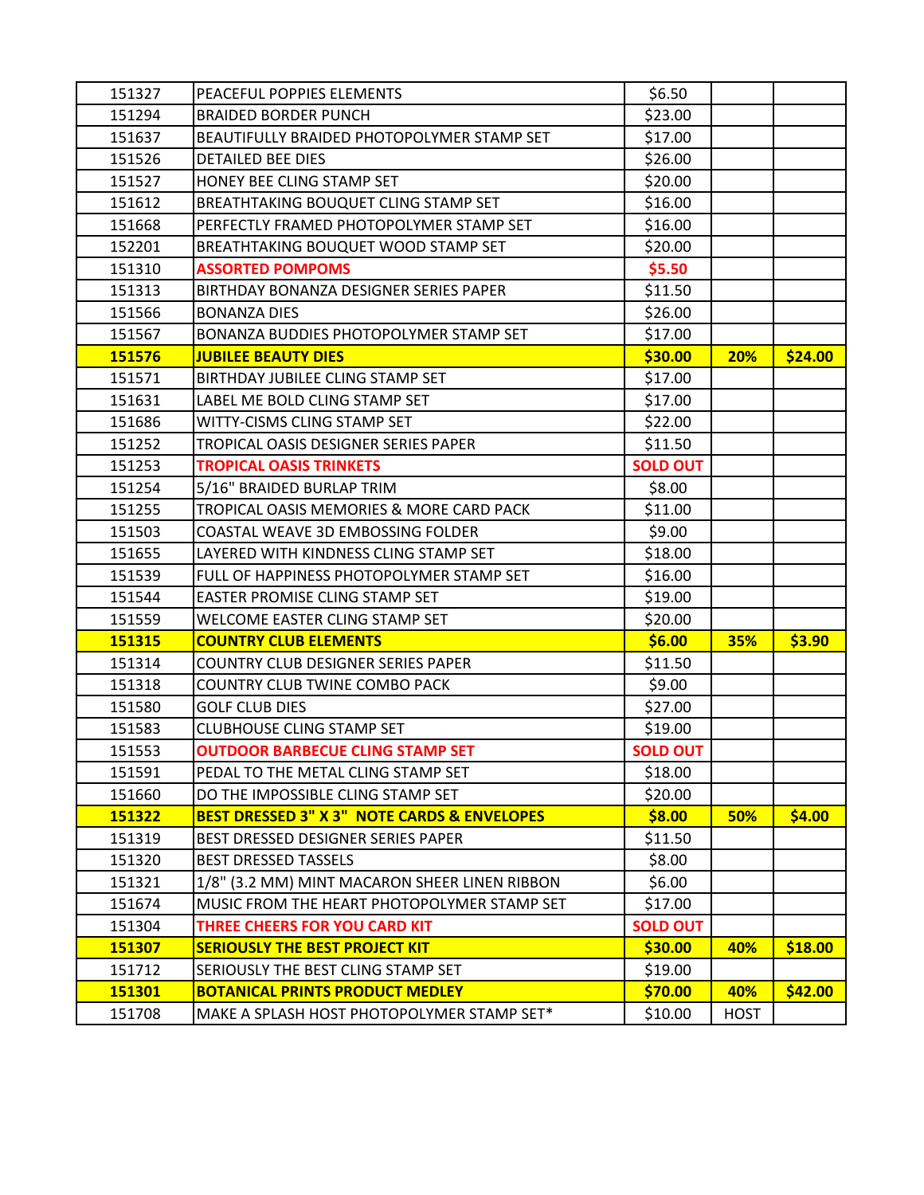| | | | | |
|---|---|---|---|---|
| 151327 | PEACEFUL POPPIES ELEMENTS | $6.50 | | |
| 151294 | BRAIDED BORDER PUNCH | $23.00 | | |
| 151637 | BEAUTIFULLY BRAIDED PHOTOPOLYMER STAMP SET | $17.00 | | |
| 151526 | DETAILED BEE DIES | $26.00 | | |
| 151527 | HONEY BEE CLING STAMP SET | $20.00 | | |
| 151612 | BREATHTAKING BOUQUET CLING STAMP SET | $16.00 | | |
| 151668 | PERFECTLY FRAMED PHOTOPOLYMER STAMP SET | $16.00 | | |
| 152201 | BREATHTAKING BOUQUET WOOD STAMP SET | $20.00 | | |
| 151310 | **ASSORTED POMPOMS** | **$5.50** | | |
| 151313 | BIRTHDAY BONANZA DESIGNER SERIES PAPER | $11.50 | | |
| 151566 | BONANZA DIES | $26.00 | | |
| 151567 | BONANZA BUDDIES PHOTOPOLYMER STAMP SET | $17.00 | | |
| **151576** | **JUBILEE BEAUTY DIES** | **$30.00** | **20%** | **$24.00** |
| 151571 | BIRTHDAY JUBILEE CLING STAMP SET | $17.00 | | |
| 151631 | LABEL ME BOLD CLING STAMP SET | $17.00 | | |
| 151686 | WITTY-CISMS CLING STAMP SET | $22.00 | | |
| 151252 | TROPICAL OASIS DESIGNER SERIES PAPER | $11.50 | | |
| 151253 | **TROPICAL OASIS TRINKETS** | **SOLD OUT** | | |
| 151254 | 5/16" BRAIDED BURLAP TRIM | $8.00 | | |
| 151255 | TROPICAL OASIS MEMORIES & MORE CARD PACK | $11.00 | | |
| 151503 | COASTAL WEAVE 3D EMBOSSING FOLDER | $9.00 | | |
| 151655 | LAYERED WITH KINDNESS CLING STAMP SET | $18.00 | | |
| 151539 | FULL OF HAPPINESS PHOTOPOLYMER STAMP SET | $16.00 | | |
| 151544 | EASTER PROMISE CLING STAMP SET | $19.00 | | |
| 151559 | WELCOME EASTER CLING STAMP SET | $20.00 | | |
| **151315** | **COUNTRY CLUB ELEMENTS** | **$6.00** | **35%** | **$3.90** |
| 151314 | COUNTRY CLUB DESIGNER SERIES PAPER | $11.50 | | |
| 151318 | COUNTRY CLUB TWINE COMBO PACK | $9.00 | | |
| 151580 | GOLF CLUB DIES | $27.00 | | |
| 151583 | CLUBHOUSE CLING STAMP SET | $19.00 | | |
| 151553 | **OUTDOOR BARBECUE CLING STAMP SET** | **SOLD OUT** | | |
| 151591 | PEDAL TO THE METAL CLING STAMP SET | $18.00 | | |
| 151660 | DO THE IMPOSSIBLE CLING STAMP SET | $20.00 | | |
| **151322** | **BEST DRESSED 3" X 3" NOTE CARDS & ENVELOPES** | **$8.00** | **50%** | **$4.00** |
| 151319 | BEST DRESSED DESIGNER SERIES PAPER | $11.50 | | |
| 151320 | BEST DRESSED TASSELS | $8.00 | | |
| 151321 | 1/8" (3.2 MM) MINT MACARON SHEER LINEN RIBBON | $6.00 | | |
| 151674 | MUSIC FROM THE HEART PHOTOPOLYMER STAMP SET | $17.00 | | |
| 151304 | **THREE CHEERS FOR YOU CARD KIT** | **SOLD OUT** | | |
| **151307** | **SERIOUSLY THE BEST PROJECT KIT** | **$30.00** | **40%** | **$18.00** |
| 151712 | SERIOUSLY THE BEST CLING STAMP SET | $19.00 | | |
| **151301** | **BOTANICAL PRINTS PRODUCT MEDLEY** | **$70.00** | **40%** | **$42.00** |
| 151708 | MAKE A SPLASH HOST PHOTOPOLYMER STAMP SET* | $10.00 | HOST | |